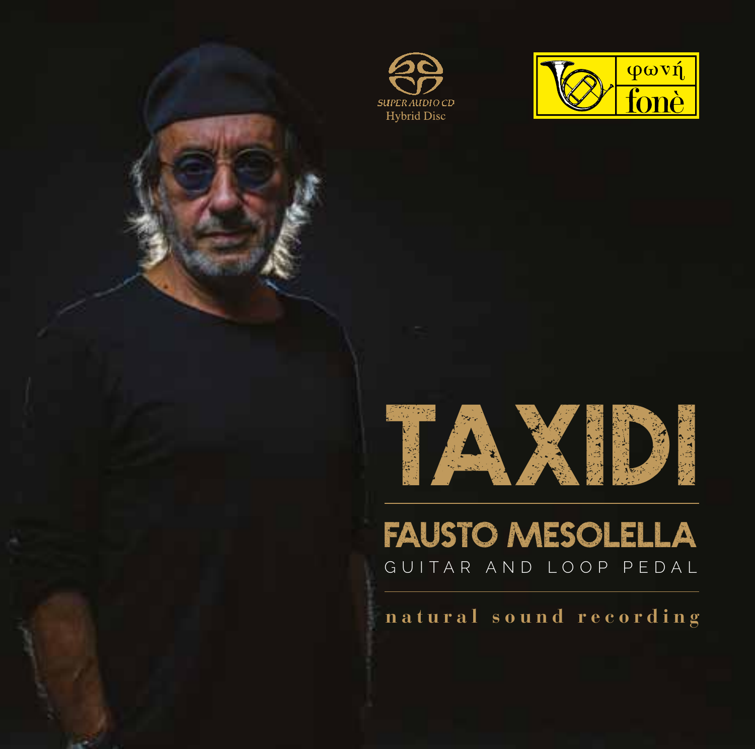SUPER AUDIO CD
Hybrid Disc

φωνή
fonè

# TAXIDI

## FAUSTO MESOLELLA

GUITAR AND LOOP PEDAL

**natural sound recording**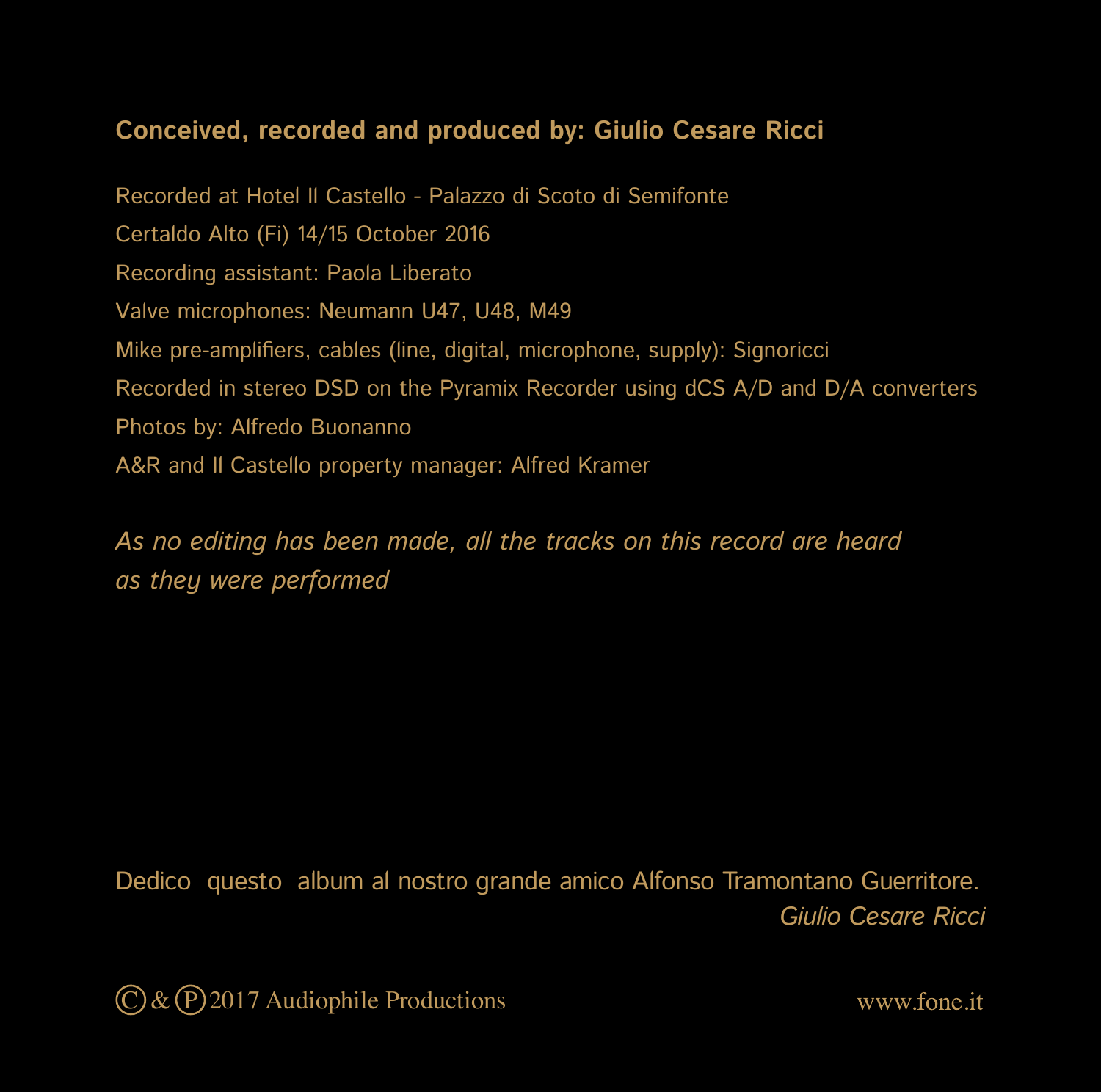**Conceived, recorded and produced by: Giulio Cesare Ricci**

Recorded at Hotel Il Castello - Palazzo di Scoto di Semifonte
Certaldo Alto (Fi) 14/15 October 2016
Recording assistant: Paola Liberato
Valve microphones: Neumann U47, U48, M49
Mike pre-amplifiers, cables (line, digital, microphone, supply): Signoricci
Recorded in stereo DSD on the Pyramix Recorder using dCS A/D and D/A converters
Photos by: Alfredo Buonanno
A&R and Il Castello property manager: Alfred Kramer

*As no editing has been made, all the tracks on this record are heard as they were performed*

Dedico questo album al nostro grande amico Alfonso Tramontano Guerritore.
*Giulio Cesare Ricci*

Ⓒ & Ⓟ 2017 Audiophile Productions

www.fone.it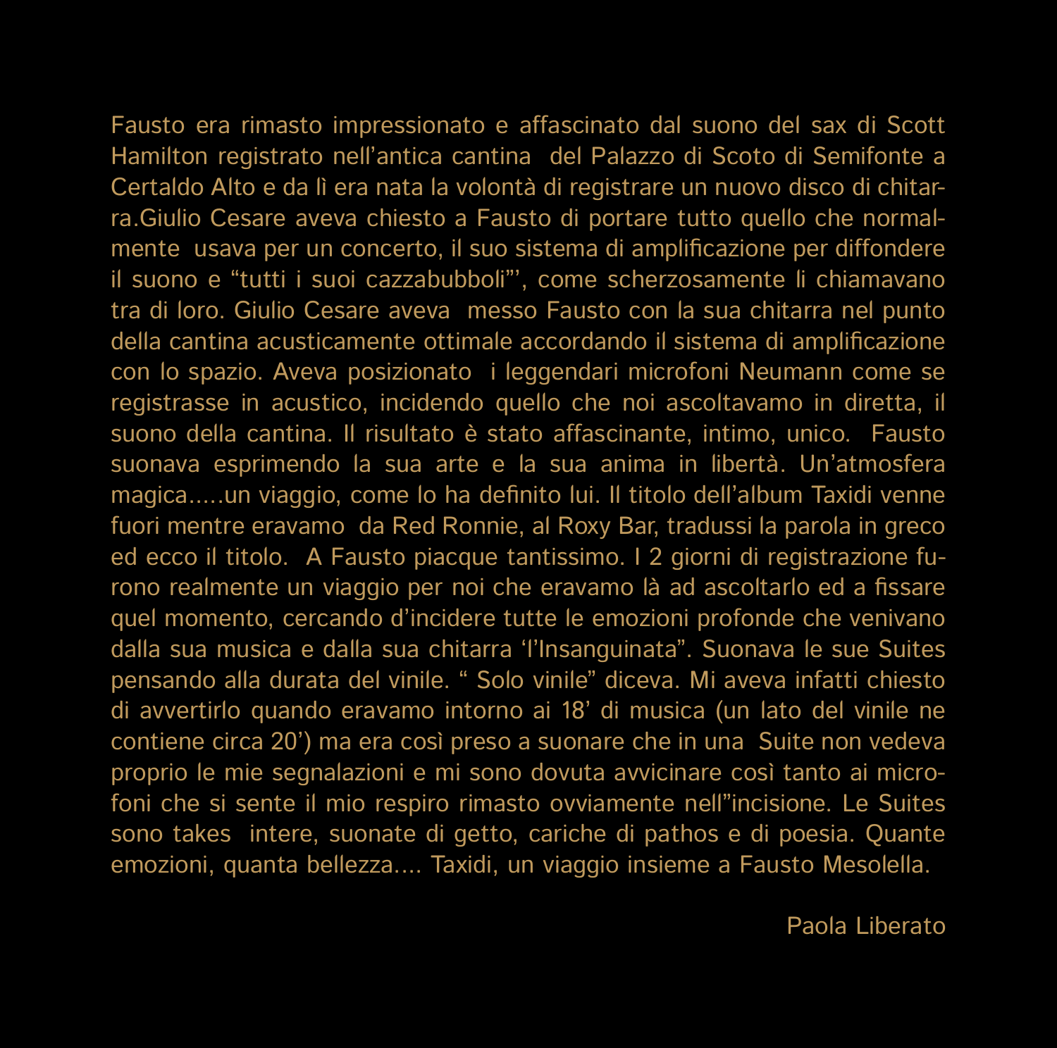Fausto era rimasto impressionato e affascinato dal suono del sax di Scott Hamilton registrato nell’antica cantina  del Palazzo di Scoto di Semifonte a Certaldo Alto e da lì era nata la volontà di registrare un nuovo disco di chitarra.Giulio Cesare aveva chiesto a Fausto di portare tutto quello che normalmente  usava per un concerto, il suo sistema di amplificazione per diffondere il suono e “tutti i suoi cazzabubboli”’, come scherzosamente li chiamavano tra di loro. Giulio Cesare aveva  messo Fausto con la sua chitarra nel punto della cantina acusticamente ottimale accordando il sistema di amplificazione con lo spazio. Aveva posizionato  i leggendari microfoni Neumann come se registrasse in acustico, incidendo quello che noi ascoltavamo in diretta, il suono della cantina. Il risultato è stato affascinante, intimo, unico.  Fausto suonava esprimendo la sua arte e la sua anima in libertà. Un’atmosfera magica.....un viaggio, come lo ha definito lui. Il titolo dell’album Taxidi venne fuori mentre eravamo  da Red Ronnie, al Roxy Bar, tradussi la parola in greco ed ecco il titolo.  A Fausto piacque tantissimo. I 2 giorni di registrazione furono realmente un viaggio per noi che eravamo là ad ascoltarlo ed a fissare quel momento, cercando d’incidere tutte le emozioni profonde che venivano dalla sua musica e dalla sua chitarra ‘l’Insanguinata”. Suonava le sue Suites pensando alla durata del vinile. “ Solo vinile” diceva. Mi aveva infatti chiesto di avvertirlo quando eravamo intorno ai 18’ di musica (un lato del vinile ne contiene circa 20’) ma era così preso a suonare che in una  Suite non vedeva proprio le mie segnalazioni e mi sono dovuta avvicinare così tanto ai microfoni che si sente il mio respiro rimasto ovviamente nell”incisione. Le Suites sono takes  intere, suonate di getto, cariche di pathos e di poesia. Quante emozioni, quanta bellezza.... Taxidi, un viaggio insieme a Fausto Mesolella.

Paola Liberato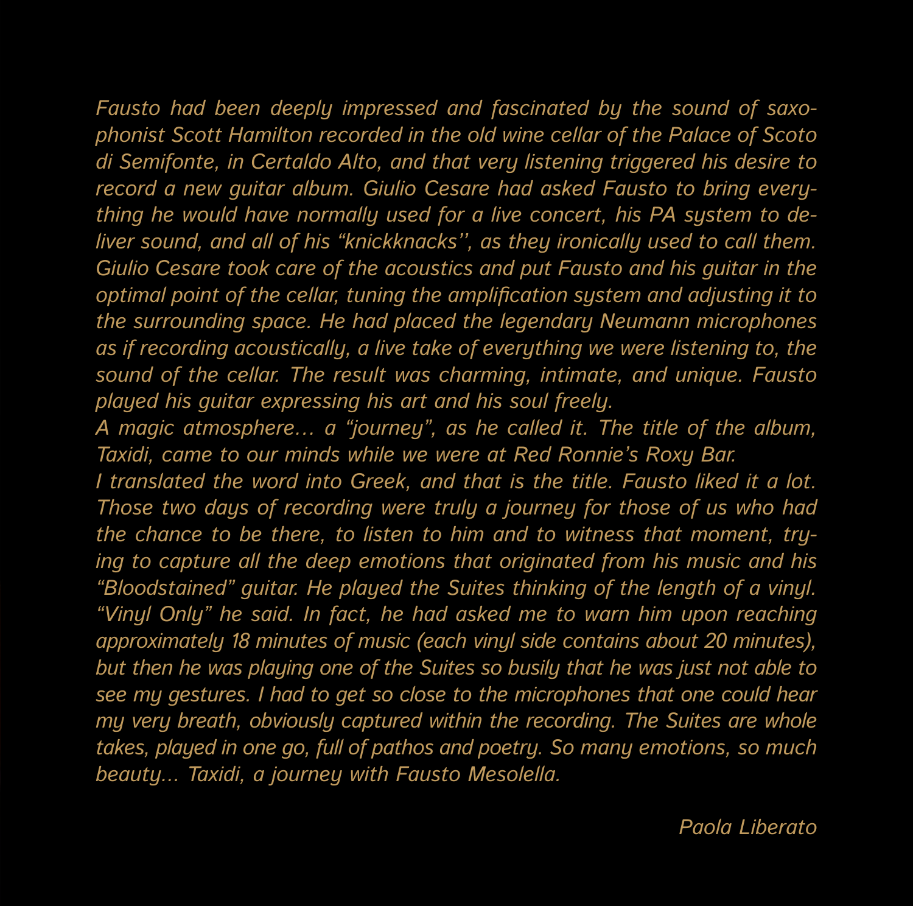*Fausto had been deeply impressed and fascinated by the sound of saxophonist Scott Hamilton recorded in the old wine cellar of the Palace of Scoto di Semifonte, in Certaldo Alto, and that very listening triggered his desire to record a new guitar album. Giulio Cesare had asked Fausto to bring everything he would have normally used for a live concert, his PA system to deliver sound, and all of his "knickknacks'', as they ironically used to call them. Giulio Cesare took care of the acoustics and put Fausto and his guitar in the optimal point of the cellar, tuning the amplification system and adjusting it to the surrounding space. He had placed the legendary Neumann microphones as if recording acoustically, a live take of everything we were listening to, the sound of the cellar. The result was charming, intimate, and unique. Fausto played his guitar expressing his art and his soul freely.*
*A magic atmosphere… a "journey", as he called it. The title of the album, Taxidi, came to our minds while we were at Red Ronnie's Roxy Bar.*
*I translated the word into Greek, and that is the title. Fausto liked it a lot. Those two days of recording were truly a journey for those of us who had the chance to be there, to listen to him and to witness that moment, trying to capture all the deep emotions that originated from his music and his "Bloodstained" guitar. He played the Suites thinking of the length of a vinyl. "Vinyl Only" he said. In fact, he had asked me to warn him upon reaching approximately 18 minutes of music (each vinyl side contains about 20 minutes), but then he was playing one of the Suites so busily that he was just not able to see my gestures. I had to get so close to the microphones that one could hear my very breath, obviously captured within the recording. The Suites are whole takes, played in one go, full of pathos and poetry. So many emotions, so much beauty… Taxidi, a journey with Fausto Mesolella.*

*Paola Liberato*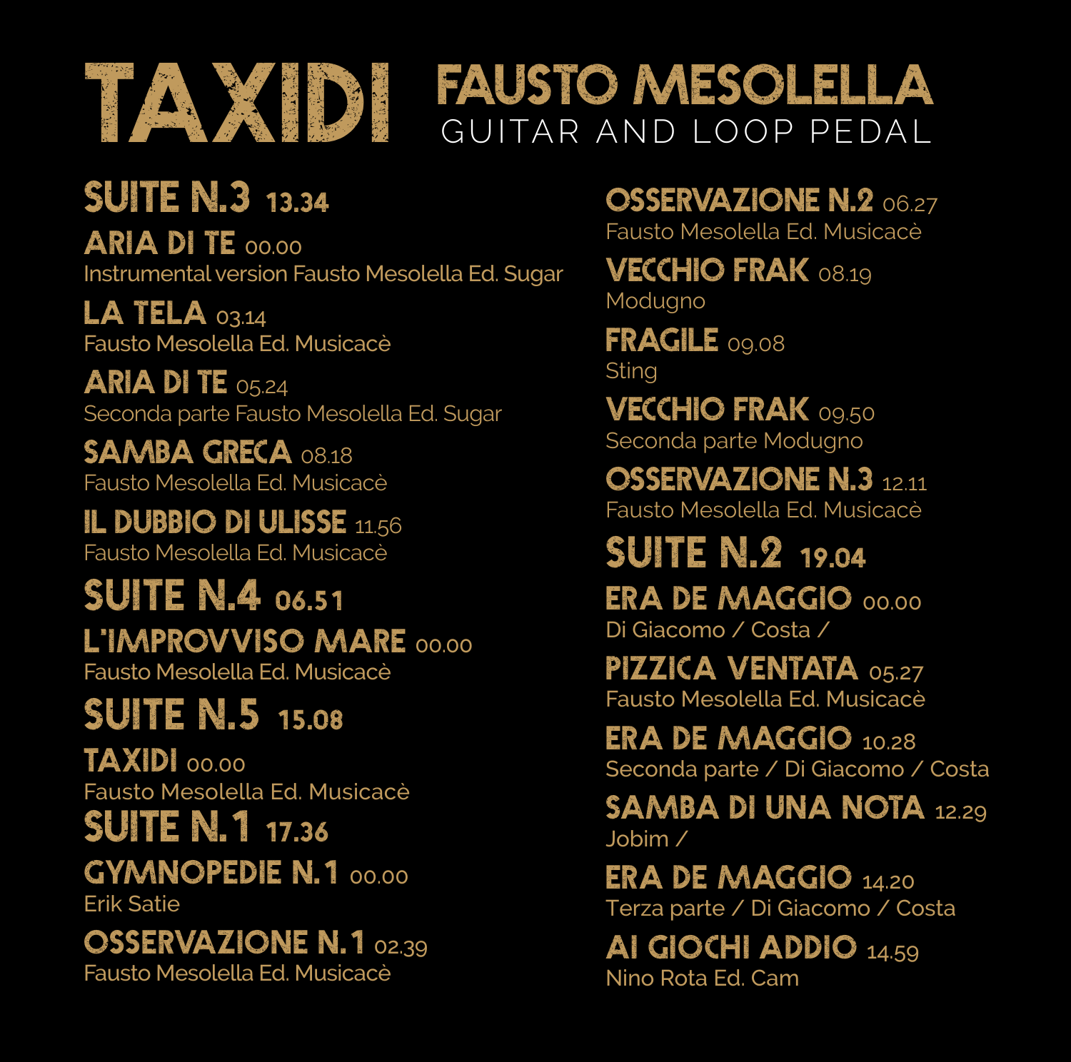# TAXIDI

## FAUSTO MESOLELLA

GUITAR AND LOOP PEDAL

## SUITE N.3 13.34

**ARIA DI TE** 00.00
Instrumental version Fausto Mesolella Ed. Sugar

**LA TELA** 03.14
Fausto Mesolella Ed. Musicacè

**ARIA DI TE** 05.24
Seconda parte Fausto Mesolella Ed. Sugar

**SAMBA GRECA** 08.18
Fausto Mesolella Ed. Musicacè

**IL DUBBIO DI ULISSE** 11.56
Fausto Mesolella Ed. Musicacè

## SUITE N.4 06.51

**L'IMPROVVISO MARE** 00.00
Fausto Mesolella Ed. Musicacè

## SUITE N.5 15.08

**TAXIDI** 00.00
Fausto Mesolella Ed. Musicacè

## SUITE N.1 17.36

**GYMNOPEDIE N.1** 00.00
Erik Satie

**OSSERVAZIONE N.1** 02.39
Fausto Mesolella Ed. Musicacè

**OSSERVAZIONE N.2** 06.27
Fausto Mesolella Ed. Musicacè

**VECCHIO FRAK** 08.19
Modugno

**FRAGILE** 09.08
Sting

**VECCHIO FRAK** 09.50
Seconda parte Modugno

**OSSERVAZIONE N.3** 12.11
Fausto Mesolella Ed. Musicacè

## SUITE N.2 19.04

**ERA DE MAGGIO** 00.00
Di Giacomo / Costa /

**PIZZICA VENTATA** 05.27
Fausto Mesolella Ed. Musicacè

**ERA DE MAGGIO** 10.28
Seconda parte / Di Giacomo / Costa

**SAMBA DI UNA NOTA** 12.29
Jobim /

**ERA DE MAGGIO** 14.20
Terza parte / Di Giacomo / Costa

**AI GIOCHI ADDIO** 14.59
Nino Rota Ed. Cam